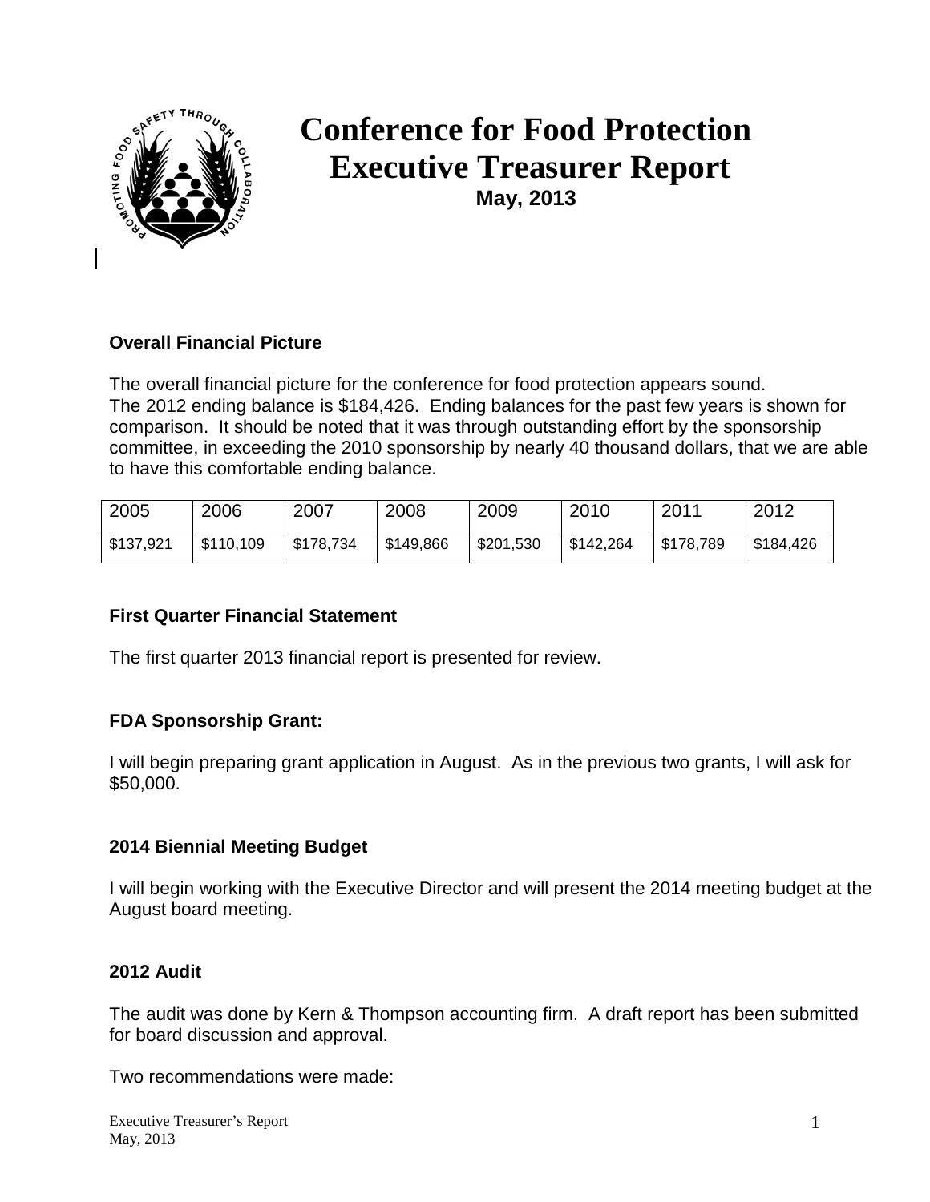# Conference for Food Protection Executive Treasurer Report

**May, 2013**

### Overall Financial Picture

The overall financial picture for the conference for food protection appears sound. The 2012 ending balance is $184,426. Ending balances for the past few years is shown for comparison. It should be noted that it was through outstanding effort by the sponsorship committee, in exceeding the 2010 sponsorship by nearly 40 thousand dollars, that we are able to have this comfortable ending balance.

| 2005 | 2006 | 2007 | 2008 | 2009 | 2010 | 2011 | 2012 |
|---|---|---|---|---|---|---|---|
| $137,921 | $110,109 | $178,734 | $149,866 | $201,530 | $142,264 | $178,789 | $184,426 |

### First Quarter Financial Statement

The first quarter 2013 financial report is presented for review.

### FDA Sponsorship Grant:

I will begin preparing grant application in August. As in the previous two grants, I will ask for $50,000.

### 2014 Biennial Meeting Budget

I will begin working with the Executive Director and will present the 2014 meeting budget at the August board meeting.

### 2012 Audit

The audit was done by Kern & Thompson accounting firm. A draft report has been submitted for board discussion and approval.

Two recommendations were made: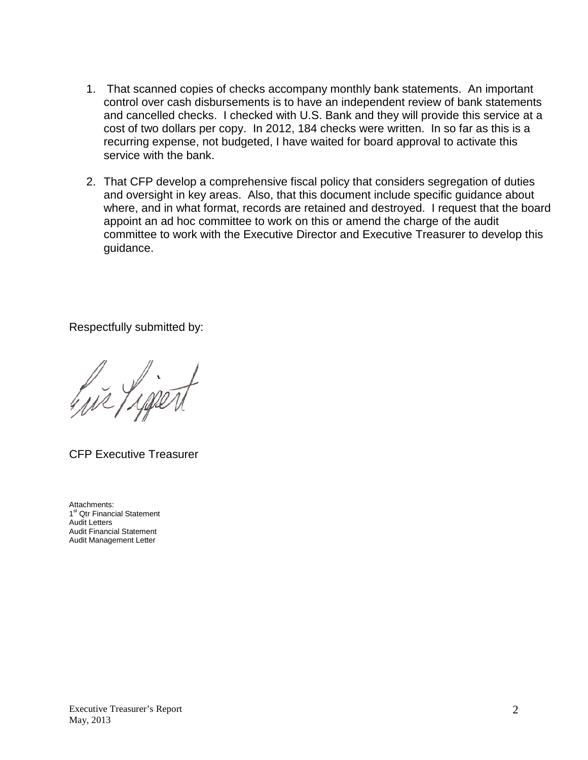1. That scanned copies of checks accompany monthly bank statements. An important control over cash disbursements is to have an independent review of bank statements and cancelled checks. I checked with U.S. Bank and they will provide this service at a cost of two dollars per copy. In 2012, 184 checks were written. In so far as this is a recurring expense, not budgeted, I have waited for board approval to activate this service with the bank.

2. That CFP develop a comprehensive fiscal policy that considers segregation of duties and oversight in key areas. Also, that this document include specific guidance about where, and in what format, records are retained and destroyed. I request that the board appoint an ad hoc committee to work on this or amend the charge of the audit committee to work with the Executive Director and Executive Treasurer to develop this guidance.

Respectfully submitted by:

CFP Executive Treasurer

Attachments:
1st Qtr Financial Statement
Audit Letters
Audit Financial Statement
Audit Management Letter